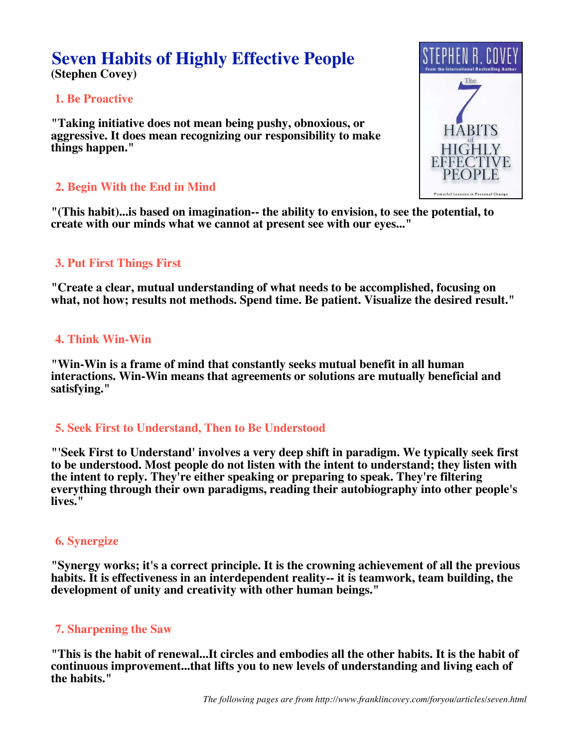# Seven Habits of Highly Effective People

**(Stephen Covey)**

## 1. Be Proactive

**"Taking initiative does not mean being pushy, obnoxious, or aggressive. It does mean recognizing our responsibility to make things happen."**

## 2. Begin With the End in Mind

**"(This habit)...is based on imagination-- the ability to envision, to see the potential, to create with our minds what we cannot at present see with our eyes..."**

## 3. Put First Things First

**"Create a clear, mutual understanding of what needs to be accomplished, focusing on what, not how; results not methods. Spend time. Be patient. Visualize the desired result."**

## 4. Think Win-Win

**"Win-Win is a frame of mind that constantly seeks mutual benefit in all human interactions. Win-Win means that agreements or solutions are mutually beneficial and satisfying."**

## 5. Seek First to Understand, Then to Be Understood

**"'Seek First to Understand' involves a very deep shift in paradigm. We typically seek first to be understood. Most people do not listen with the intent to understand; they listen with the intent to reply. They're either speaking or preparing to speak. They're filtering everything through their own paradigms, reading their autobiography into other people's lives."**

## 6. Synergize

**"Synergy works; it's a correct principle. It is the crowning achievement of all the previous habits. It is effectiveness in an interdependent reality-- it is teamwork, team building, the development of unity and creativity with other human beings."**

## 7. Sharpening the Saw

**"This is the habit of renewal...It circles and embodies all the other habits. It is the habit of continuous improvement...that lifts you to new levels of understanding and living each of the habits."**

*The following pages are from http://www.franklincovey.com/foryou/articles/seven.html*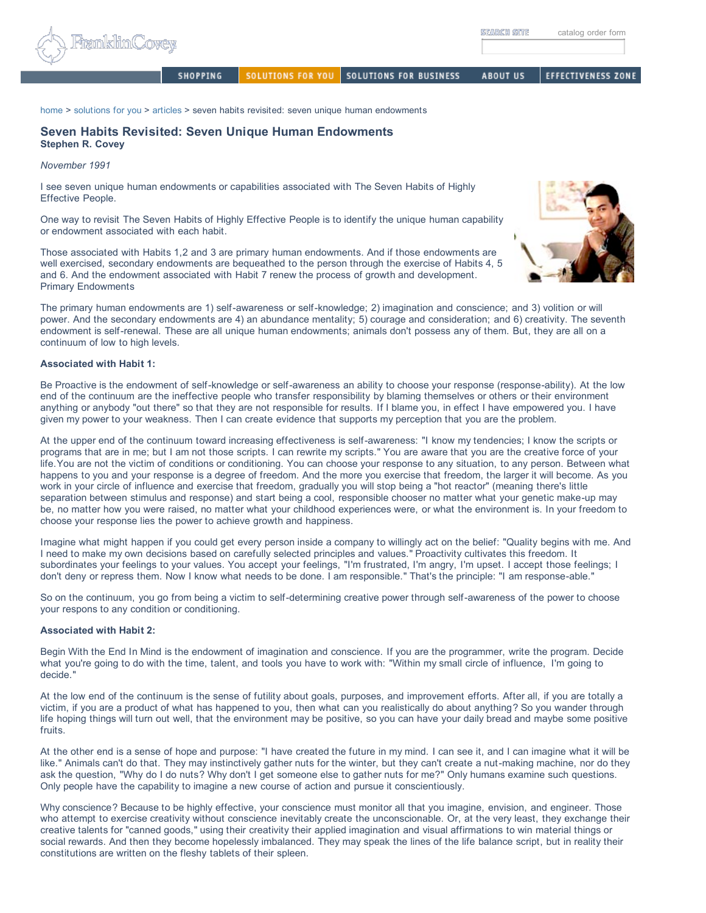home > solutions for you > articles > seven habits revisited: seven unique human endowments

## Seven Habits Revisited: Seven Unique Human Endowments

**Stephen R. Covey**

*November 1991*

I see seven unique human endowments or capabilities associated with The Seven Habits of Highly Effective People.

One way to revisit The Seven Habits of Highly Effective People is to identify the unique human capability or endowment associated with each habit.

Those associated with Habits 1,2 and 3 are primary human endowments. And if those endowments are well exercised, secondary endowments are bequeathed to the person through the exercise of Habits 4, 5 and 6. And the endowment associated with Habit 7 renew the process of growth and development.
Primary Endowments

The primary human endowments are 1) self-awareness or self-knowledge; 2) imagination and conscience; and 3) volition or will power. And the secondary endowments are 4) an abundance mentality; 5) courage and consideration; and 6) creativity. The seventh endowment is self-renewal. These are all unique human endowments; animals don't possess any of them. But, they are all on a continuum of low to high levels.

**Associated with Habit 1:**

Be Proactive is the endowment of self-knowledge or self-awareness an ability to choose your response (response-ability). At the low end of the continuum are the ineffective people who transfer responsibility by blaming themselves or others or their environment anything or anybody "out there" so that they are not responsible for results. If I blame you, in effect I have empowered you. I have given my power to your weakness. Then I can create evidence that supports my perception that you are the problem.

At the upper end of the continuum toward increasing effectiveness is self-awareness: "I know my tendencies; I know the scripts or programs that are in me; but I am not those scripts. I can rewrite my scripts." You are aware that you are the creative force of your life.You are not the victim of conditions or conditioning. You can choose your response to any situation, to any person. Between what happens to you and your response is a degree of freedom. And the more you exercise that freedom, the larger it will become. As you work in your circle of influence and exercise that freedom, gradually you will stop being a "hot reactor" (meaning there's little separation between stimulus and response) and start being a cool, responsible chooser no matter what your genetic make-up may be, no matter how you were raised, no matter what your childhood experiences were, or what the environment is. In your freedom to choose your response lies the power to achieve growth and happiness.

Imagine what might happen if you could get every person inside a company to willingly act on the belief: "Quality begins with me. And I need to make my own decisions based on carefully selected principles and values." Proactivity cultivates this freedom. It subordinates your feelings to your values. You accept your feelings, "I'm frustrated, I'm angry, I'm upset. I accept those feelings; I don't deny or repress them. Now I know what needs to be done. I am responsible." That's the principle: "I am response-able."

So on the continuum, you go from being a victim to self-determining creative power through self-awareness of the power to choose your respons to any condition or conditioning.

**Associated with Habit 2:**

Begin With the End In Mind is the endowment of imagination and conscience. If you are the programmer, write the program. Decide what you're going to do with the time, talent, and tools you have to work with: "Within my small circle of influence, I'm going to decide."

At the low end of the continuum is the sense of futility about goals, purposes, and improvement efforts. After all, if you are totally a victim, if you are a product of what has happened to you, then what can you realistically do about anything? So you wander through life hoping things will turn out well, that the environment may be positive, so you can have your daily bread and maybe some positive fruits.

At the other end is a sense of hope and purpose: "I have created the future in my mind. I can see it, and I can imagine what it will be like." Animals can't do that. They may instinctively gather nuts for the winter, but they can't create a nut-making machine, nor do they ask the question, "Why do I do nuts? Why don't I get someone else to gather nuts for me?" Only humans examine such questions. Only people have the capability to imagine a new course of action and pursue it conscientiously.

Why conscience? Because to be highly effective, your conscience must monitor all that you imagine, envision, and engineer. Those who attempt to exercise creativity without conscience inevitably create the unconscionable. Or, at the very least, they exchange their creative talents for "canned goods," using their creativity their applied imagination and visual affirmations to win material things or social rewards. And then they become hopelessly imbalanced. They may speak the lines of the life balance script, but in reality their constitutions are written on the fleshy tablets of their spleen.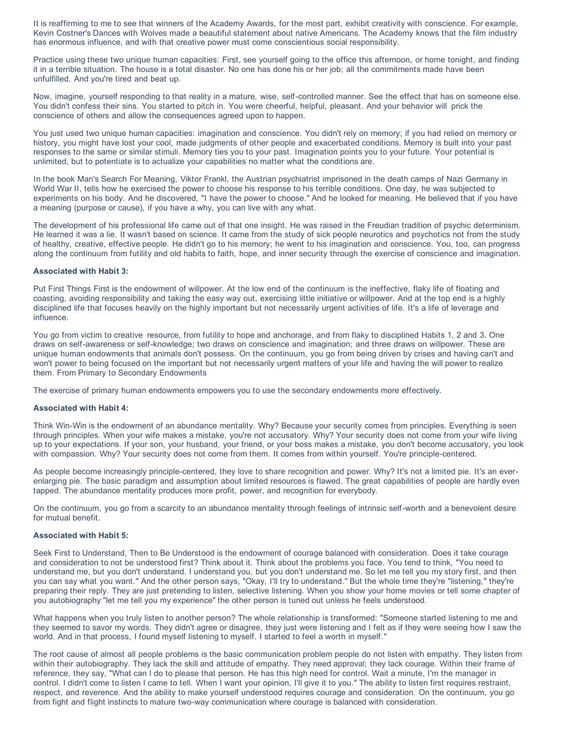It is reaffirming to me to see that winners of the Academy Awards, for the most part, exhibit creativity with conscience. For example, Kevin Costner's Dances with Wolves made a beautiful statement about native Americans. The Academy knows that the film industry has enormous influence, and with that creative power must come conscientious social responsibility.

Practice using these two unique human capacities: First, see yourself going to the office this afternoon, or home tonight, and finding it in a terrible situation. The house is a total disaster. No one has done his or her job; all the commitments made have been unfulfilled. And you're tired and beat up.

Now, imagine, yourself responding to that reality in a mature, wise, self-controlled manner. See the effect that has on someone else. You didn't confess their sins. You started to pitch in. You were cheerful, helpful, pleasant. And your behavior will prick the conscience of others and allow the consequences agreed upon to happen.

You just used two unique human capacities: imagination and conscience. You didn't rely on memory; if you had relied on memory or history, you might have lost your cool, made judgments of other people and exacerbated conditions. Memory is built into your past responses to the same or similar stimuli. Memory ties you to your past. Imagination points you to your future. Your potential is unlimited, but to potentiate is to actualize your capabilities no matter what the conditions are.

In the book Man's Search For Meaning, Viktor Frankl, the Austrian psychiatrist imprisoned in the death camps of Nazi Germany in World War II, tells how he exercised the power to choose his response to his terrible conditions. One day, he was subjected to experiments on his body. And he discovered, "I have the power to choose." And he looked for meaning. He believed that if you have a meaning (purpose or cause), if you have a why, you can live with any what.

The development of his professional life came out of that one insight. He was raised in the Freudian tradition of psychic determinism. He learned it was a lie. It wasn't based on science. It came from the study of sick people neurotics and psychotics not from the study of healthy, creative, effective people. He didn't go to his memory; he went to his imagination and conscience. You, too, can progress along the continuum from futility and old habits to faith, hope, and inner security through the exercise of conscience and imagination.

**Associated with Habit 3:**

Put First Things First is the endowment of willpower. At the low end of the continuum is the ineffective, flaky life of floating and coasting, avoiding responsibility and taking the easy way out, exercising little initiative or willpower. And at the top end is a highly disciplined life that focuses heavily on the highly important but not necessarily urgent activities of life. It's a life of leverage and influence.

You go from victim to creative resource, from futility to hope and anchorage, and from flaky to disciplined Habits 1, 2 and 3. One draws on self-awareness or self-knowledge; two draws on conscience and imagination; and three draws on willpower. These are unique human endowments that animals don't possess. On the continuum, you go from being driven by crises and having can't and won't power to being focused on the important but not necessarily urgent matters of your life and having the will power to realize them. From Primary to Secondary Endowments

The exercise of primary human endowments empowers you to use the secondary endowments more effectively.

**Associated with Habit 4:**

Think Win-Win is the endowment of an abundance mentality. Why? Because your security comes from principles. Everything is seen through principles. When your wife makes a mistake, you're not accusatory. Why? Your security does not come from your wife living up to your expectations. If your son, your husband, your friend, or your boss makes a mistake, you don't become accusatory, you look with compassion. Why? Your security does not come from them. It comes from within yourself. You're principle-centered.

As people become increasingly principle-centered, they love to share recognition and power. Why? It's not a limited pie. It's an ever-enlarging pie. The basic paradigm and assumption about limited resources is flawed. The great capabilities of people are hardly even tapped. The abundance mentality produces more profit, power, and recognition for everybody.

On the continuum, you go from a scarcity to an abundance mentality through feelings of intrinsic self-worth and a benevolent desire for mutual benefit.

**Associated with Habit 5:**

Seek First to Understand, Then to Be Understood is the endowment of courage balanced with consideration. Does it take courage and consideration to not be understood first? Think about it. Think about the problems you face. You tend to think, "You need to understand me, but you don't understand. I understand you, but you don't understand me. So let me tell you my story first, and then you can say what you want." And the other person says, "Okay, I'll try to understand." But the whole time they're "listening," they're preparing their reply. They are just pretending to listen, selective listening. When you show your home movies or tell some chapter of you autobiography "let me tell you my experience" the other person is tuned out unless he feels understood.

What happens when you truly listen to another person? The whole relationship is transformed: "Someone started listening to me and they seemed to savor my words. They didn't agree or disagree, they just were listening and I felt as if they were seeing how I saw the world. And in that process, I found myself listening to myself. I started to feel a worth in myself."

The root cause of almost all people problems is the basic communication problem people do not listen with empathy. They listen from within their autobiography. They lack the skill and attitude of empathy. They need approval; they lack courage. Within their frame of reference, they say, "What can I do to please that person. He has this high need for control. Wait a minute, I'm the manager in control. I didn't come to listen I came to tell. When I want your opinion, I'll give it to you." The ability to listen first requires restraint, respect, and reverence. And the ability to make yourself understood requires courage and consideration. On the continuum, you go from fight and flight instincts to mature two-way communication where courage is balanced with consideration.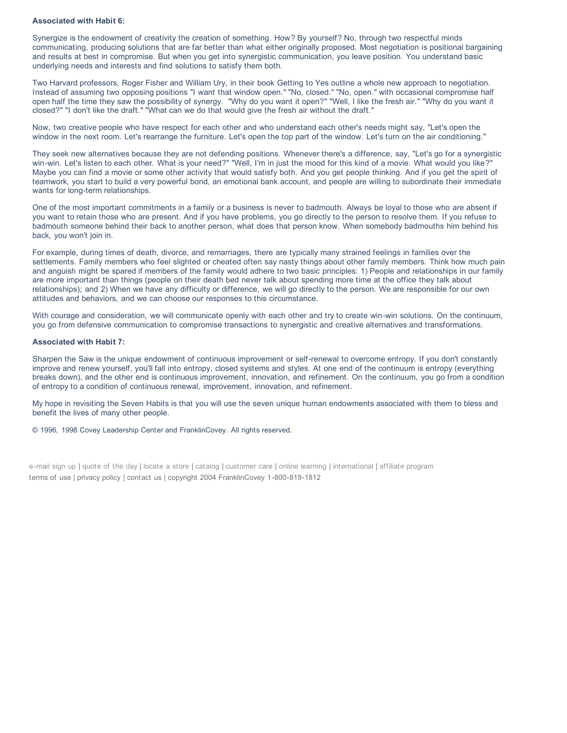**Associated with Habit 6:**

Synergize is the endowment of creativity the creation of something. How? By yourself? No, through two respectful minds communicating, producing solutions that are far better than what either originally proposed. Most negotiation is positional bargaining and results at best in compromise. But when you get into synergistic communication, you leave position. You understand basic underlying needs and interests and find solutions to satisfy them both.

Two Harvard professors, Roger Fisher and William Ury, in their book Getting to Yes outline a whole new approach to negotiation. Instead of assuming two opposing positions "I want that window open." "No, closed." "No, open." with occasional compromise half open half the time they saw the possibility of synergy. "Why do you want it open?" "Well, I like the fresh air." "Why do you want it closed?" "I don't like the draft." "What can we do that would give the fresh air without the draft."

Now, two creative people who have respect for each other and who understand each other's needs might say, "Let's open the window in the next room. Let's rearrange the furniture. Let's open the top part of the window. Let's turn on the air conditioning."

They seek new alternatives because they are not defending positions. Whenever there's a difference, say, "Let's go for a synergistic win-win. Let's listen to each other. What is your need?" "Well, I'm in just the mood for this kind of a movie. What would you like?" Maybe you can find a movie or some other activity that would satisfy both. And you get people thinking. And if you get the spirit of teamwork, you start to build a very powerful bond, an emotional bank account, and people are willing to subordinate their immediate wants for long-term relationships.

One of the most important commitments in a family or a business is never to badmouth. Always be loyal to those who are absent if you want to retain those who are present. And if you have problems, you go directly to the person to resolve them. If you refuse to badmouth someone behind their back to another person, what does that person know. When somebody badmouths him behind his back, you won't join in.

For example, during times of death, divorce, and remarriages, there are typically many strained feelings in families over the settlements. Family members who feel slighted or cheated often say nasty things about other family members. Think how much pain and anguish might be spared if members of the family would adhere to two basic principles: 1) People and relationships in our family are more important than things (people on their death bed never talk about spending more time at the office they talk about relationships); and 2) When we have any difficulty or difference, we will go directly to the person. We are responsible for our own attitudes and behaviors, and we can choose our responses to this circumstance.

With courage and consideration, we will communicate openly with each other and try to create win-win solutions. On the continuum, you go from defensive communication to compromise transactions to synergistic and creative alternatives and transformations.

**Associated with Habit 7:**

Sharpen the Saw is the unique endowment of continuous improvement or self-renewal to overcome entropy. If you don't constantly improve and renew yourself, you'll fall into entropy, closed systems and styles. At one end of the continuum is entropy (everything breaks down), and the other end is continuous improvement, innovation, and refinement. On the continuum, you go from a condition of entropy to a condition of continuous renewal, improvement, innovation, and refinement.

My hope in revisiting the Seven Habits is that you will use the seven unique human endowments associated with them to bless and benefit the lives of many other people.

© 1996, 1998 Covey Leadership Center and FranklinCovey. All rights reserved.

e-mail sign up | quote of the day | locate a store | catalog | customer care | online learning | international | affiliate program
terms of use | privacy policy | contact us | copyright 2004 FranklinCovey 1-800-819-1812